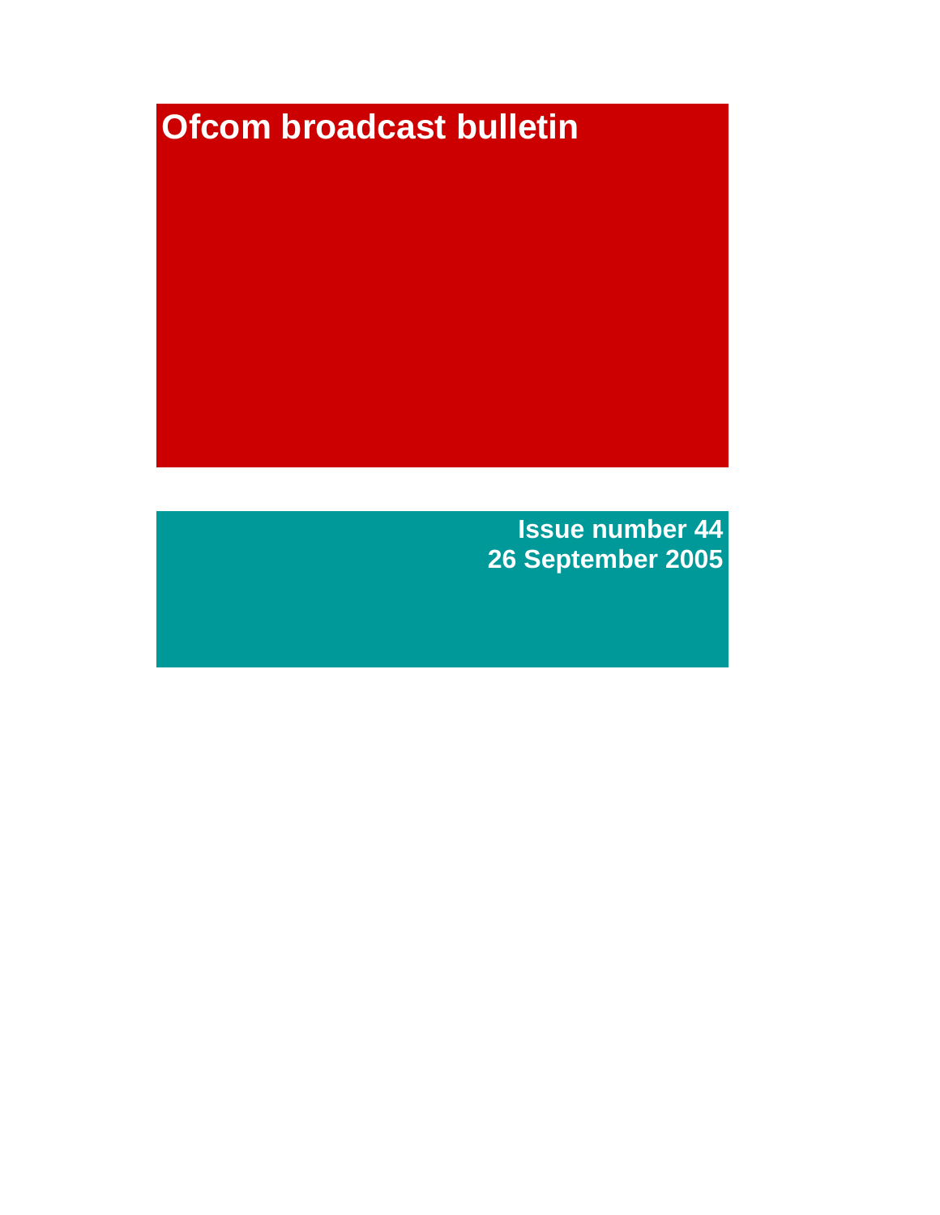# Ofcom broadcast bulletin

**Issue number 44**
**26 September 2005**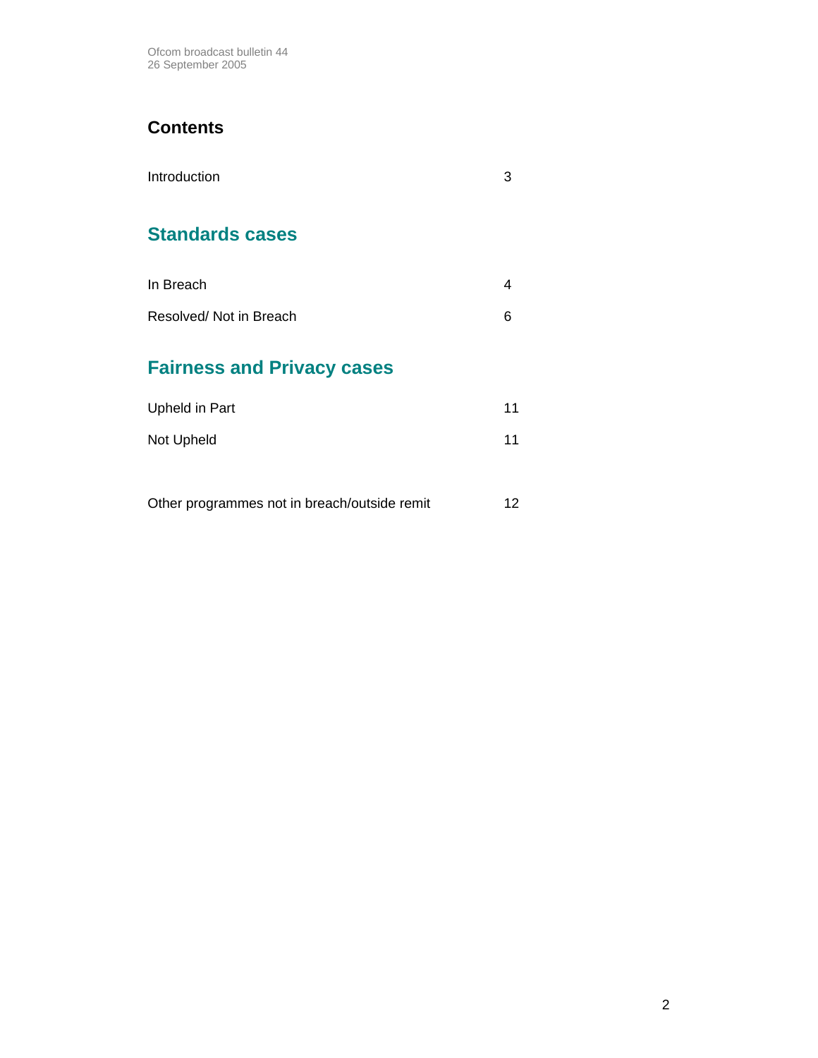## Contents

| | |
|---|---|
| Introduction | 3 |

## Standards cases

| | |
|---|---|
| In Breach | 4 |
| Resolved/ Not in Breach | 6 |

## Fairness and Privacy cases

| | |
|---|---|
| Upheld in Part | 11 |
| Not Upheld | 11 |
| | |
| Other programmes not in breach/outside remit | 12 |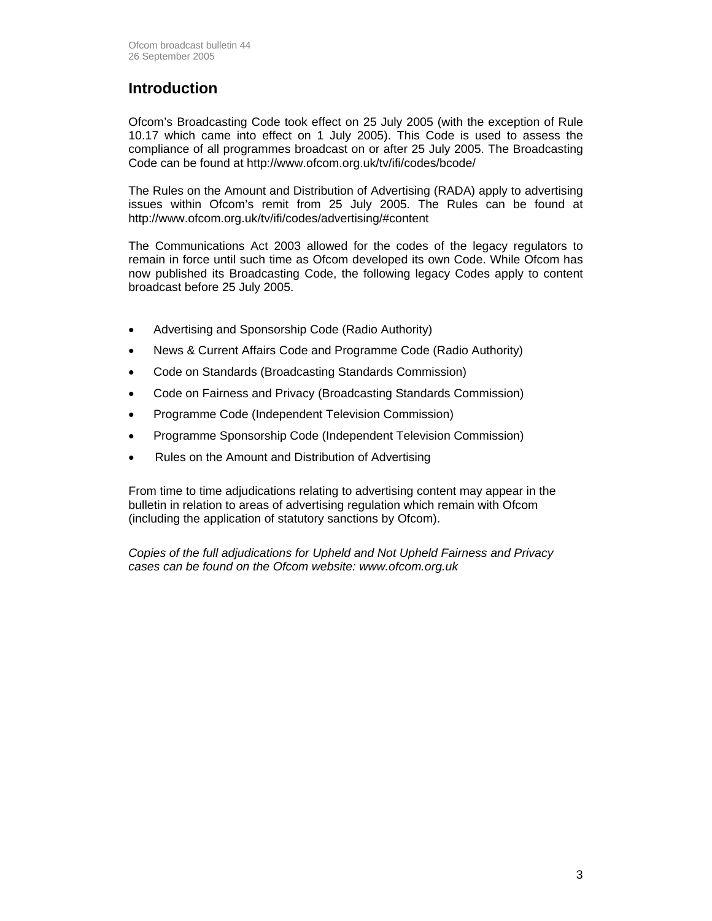## Introduction

Ofcom's Broadcasting Code took effect on 25 July 2005 (with the exception of Rule 10.17 which came into effect on 1 July 2005). This Code is used to assess the compliance of all programmes broadcast on or after 25 July 2005. The Broadcasting Code can be found at http://www.ofcom.org.uk/tv/ifi/codes/bcode/

The Rules on the Amount and Distribution of Advertising (RADA) apply to advertising issues within Ofcom's remit from 25 July 2005. The Rules can be found at http://www.ofcom.org.uk/tv/ifi/codes/advertising/#content

The Communications Act 2003 allowed for the codes of the legacy regulators to remain in force until such time as Ofcom developed its own Code. While Ofcom has now published its Broadcasting Code, the following legacy Codes apply to content broadcast before 25 July 2005.

- Advertising and Sponsorship Code (Radio Authority)
- News & Current Affairs Code and Programme Code (Radio Authority)
- Code on Standards (Broadcasting Standards Commission)
- Code on Fairness and Privacy (Broadcasting Standards Commission)
- Programme Code (Independent Television Commission)
- Programme Sponsorship Code (Independent Television Commission)
- Rules on the Amount and Distribution of Advertising

From time to time adjudications relating to advertising content may appear in the bulletin in relation to areas of advertising regulation which remain with Ofcom (including the application of statutory sanctions by Ofcom).

*Copies of the full adjudications for Upheld and Not Upheld Fairness and Privacy cases can be found on the Ofcom website: www.ofcom.org.uk*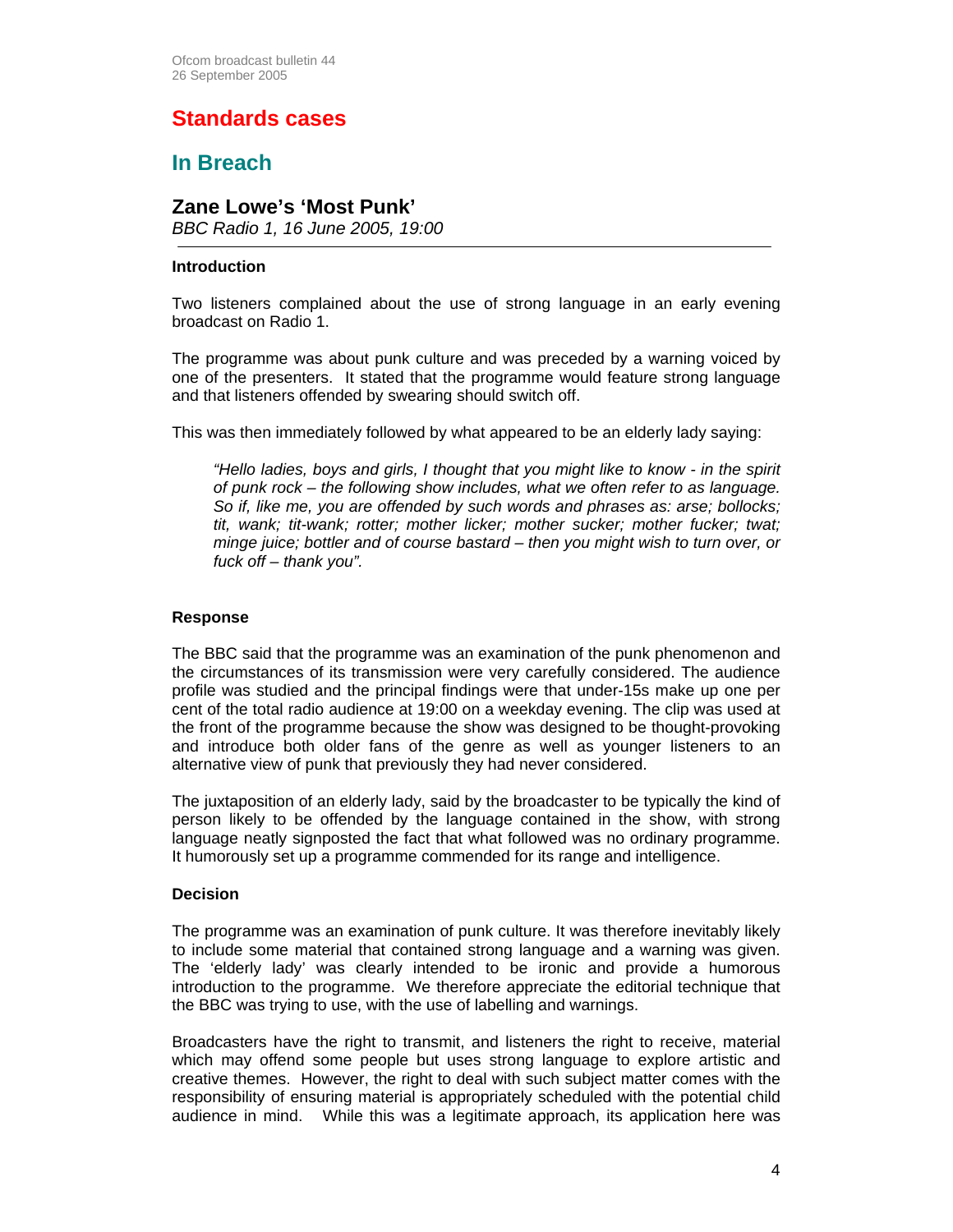## Standards cases

### In Breach

### Zane Lowe's 'Most Punk'

*BBC Radio 1, 16 June 2005, 19:00*

---

**Introduction**

Two listeners complained about the use of strong language in an early evening broadcast on Radio 1.

The programme was about punk culture and was preceded by a warning voiced by one of the presenters. It stated that the programme would feature strong language and that listeners offended by swearing should switch off.

This was then immediately followed by what appeared to be an elderly lady saying:

> *"Hello ladies, boys and girls, I thought that you might like to know - in the spirit of punk rock – the following show includes, what we often refer to as language. So if, like me, you are offended by such words and phrases as: arse; bollocks; tit, wank; tit-wank; rotter; mother licker; mother sucker; mother fucker; twat; minge juice; bottler and of course bastard – then you might wish to turn over, or fuck off – thank you".*

**Response**

The BBC said that the programme was an examination of the punk phenomenon and the circumstances of its transmission were very carefully considered. The audience profile was studied and the principal findings were that under-15s make up one per cent of the total radio audience at 19:00 on a weekday evening. The clip was used at the front of the programme because the show was designed to be thought-provoking and introduce both older fans of the genre as well as younger listeners to an alternative view of punk that previously they had never considered.

The juxtaposition of an elderly lady, said by the broadcaster to be typically the kind of person likely to be offended by the language contained in the show, with strong language neatly signposted the fact that what followed was no ordinary programme. It humorously set up a programme commended for its range and intelligence.

**Decision**

The programme was an examination of punk culture. It was therefore inevitably likely to include some material that contained strong language and a warning was given. The 'elderly lady' was clearly intended to be ironic and provide a humorous introduction to the programme. We therefore appreciate the editorial technique that the BBC was trying to use, with the use of labelling and warnings.

Broadcasters have the right to transmit, and listeners the right to receive, material which may offend some people but uses strong language to explore artistic and creative themes. However, the right to deal with such subject matter comes with the responsibility of ensuring material is appropriately scheduled with the potential child audience in mind. While this was a legitimate approach, its application here was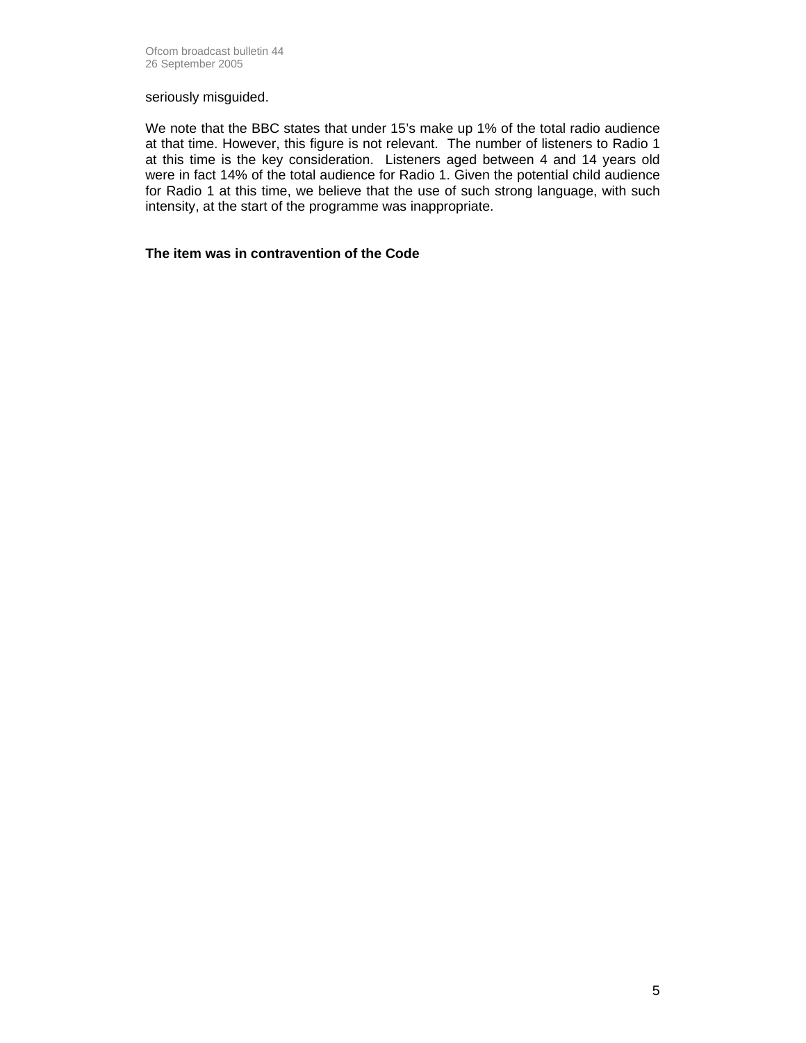seriously misguided.

We note that the BBC states that under 15's make up 1% of the total radio audience at that time. However, this figure is not relevant. The number of listeners to Radio 1 at this time is the key consideration. Listeners aged between 4 and 14 years old were in fact 14% of the total audience for Radio 1. Given the potential child audience for Radio 1 at this time, we believe that the use of such strong language, with such intensity, at the start of the programme was inappropriate.

**The item was in contravention of the Code**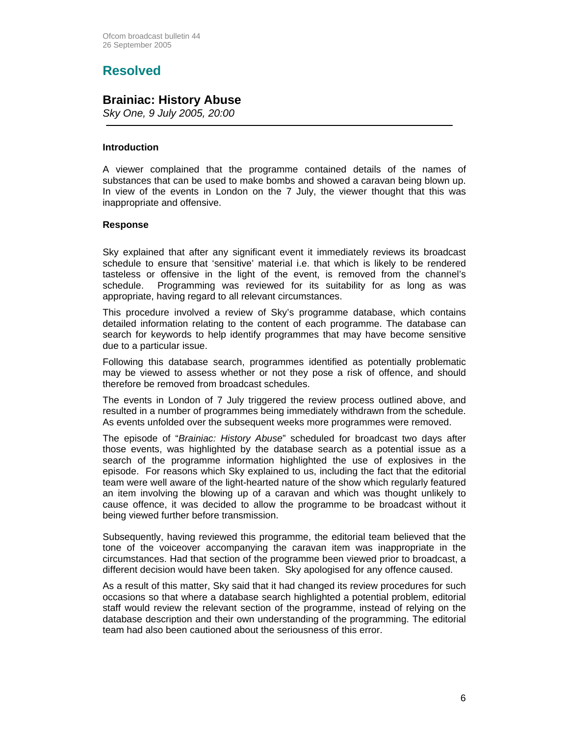## Resolved

### Brainiac: History Abuse

*Sky One, 9 July 2005, 20:00*

---

#### Introduction

A viewer complained that the programme contained details of the names of substances that can be used to make bombs and showed a caravan being blown up. In view of the events in London on the 7 July, the viewer thought that this was inappropriate and offensive.

#### Response

Sky explained that after any significant event it immediately reviews its broadcast schedule to ensure that 'sensitive' material i.e. that which is likely to be rendered tasteless or offensive in the light of the event, is removed from the channel's schedule. Programming was reviewed for its suitability for as long as was appropriate, having regard to all relevant circumstances.

This procedure involved a review of Sky's programme database, which contains detailed information relating to the content of each programme. The database can search for keywords to help identify programmes that may have become sensitive due to a particular issue.

Following this database search, programmes identified as potentially problematic may be viewed to assess whether or not they pose a risk of offence, and should therefore be removed from broadcast schedules.

The events in London of 7 July triggered the review process outlined above, and resulted in a number of programmes being immediately withdrawn from the schedule. As events unfolded over the subsequent weeks more programmes were removed.

The episode of "*Brainiac: History Abuse*" scheduled for broadcast two days after those events, was highlighted by the database search as a potential issue as a search of the programme information highlighted the use of explosives in the episode. For reasons which Sky explained to us, including the fact that the editorial team were well aware of the light-hearted nature of the show which regularly featured an item involving the blowing up of a caravan and which was thought unlikely to cause offence, it was decided to allow the programme to be broadcast without it being viewed further before transmission.

Subsequently, having reviewed this programme, the editorial team believed that the tone of the voiceover accompanying the caravan item was inappropriate in the circumstances. Had that section of the programme been viewed prior to broadcast, a different decision would have been taken. Sky apologised for any offence caused.

As a result of this matter, Sky said that it had changed its review procedures for such occasions so that where a database search highlighted a potential problem, editorial staff would review the relevant section of the programme, instead of relying on the database description and their own understanding of the programming. The editorial team had also been cautioned about the seriousness of this error.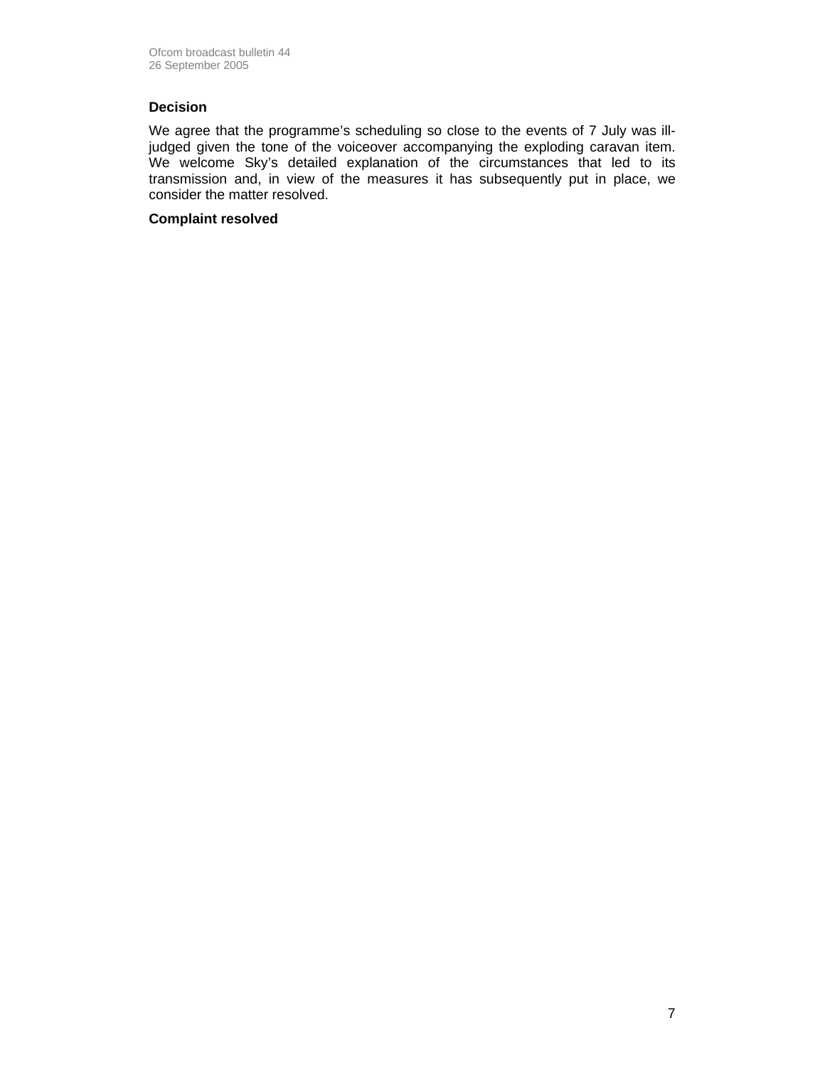### Decision

We agree that the programme's scheduling so close to the events of 7 July was ill-judged given the tone of the voiceover accompanying the exploding caravan item. We welcome Sky's detailed explanation of the circumstances that led to its transmission and, in view of the measures it has subsequently put in place, we consider the matter resolved.

**Complaint resolved**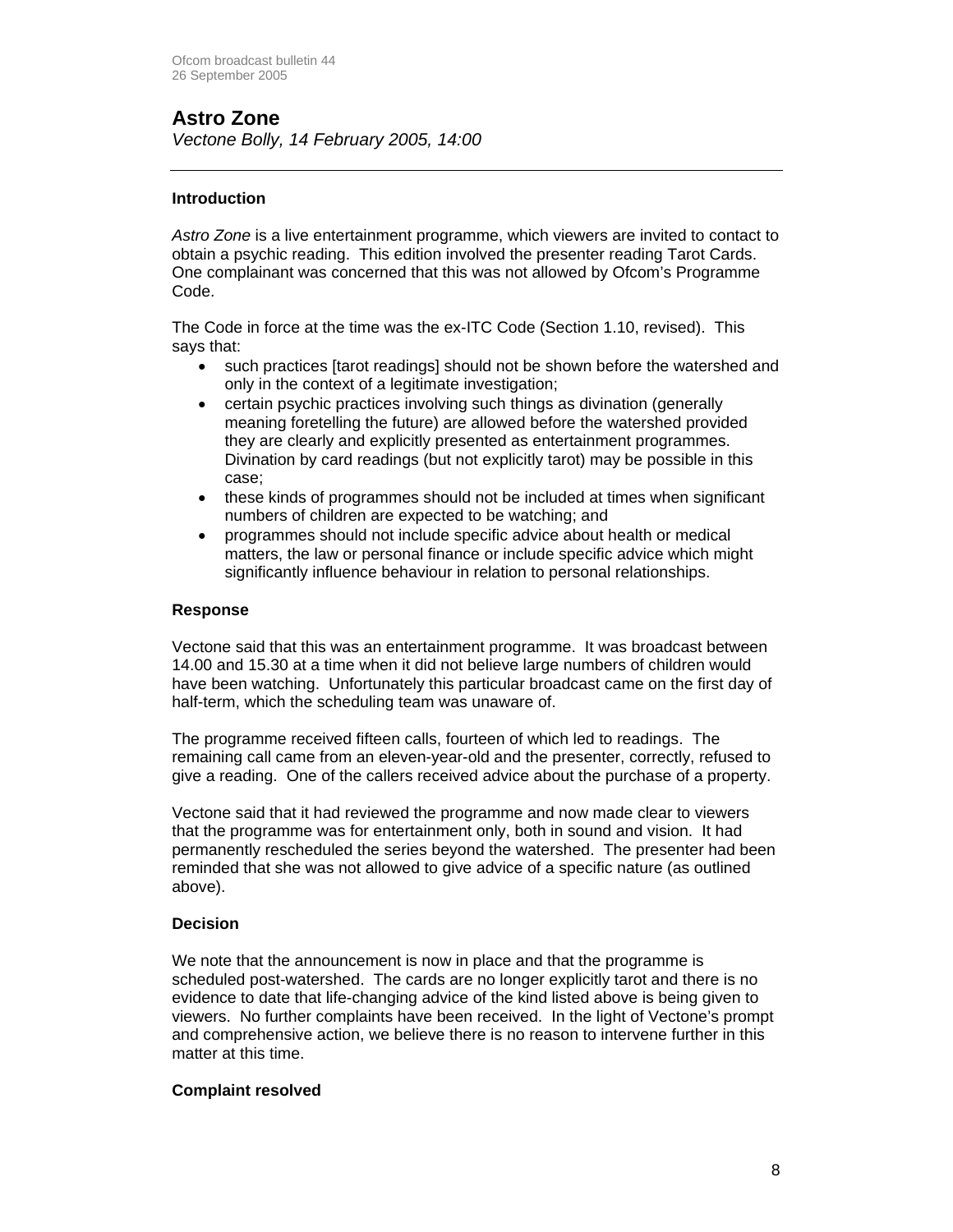## Astro Zone

*Vectone Bolly, 14 February 2005, 14:00*

---

### Introduction

*Astro Zone* is a live entertainment programme, which viewers are invited to contact to obtain a psychic reading. This edition involved the presenter reading Tarot Cards. One complainant was concerned that this was not allowed by Ofcom's Programme Code.

The Code in force at the time was the ex-ITC Code (Section 1.10, revised). This says that:

- such practices [tarot readings] should not be shown before the watershed and only in the context of a legitimate investigation;
- certain psychic practices involving such things as divination (generally meaning foretelling the future) are allowed before the watershed provided they are clearly and explicitly presented as entertainment programmes. Divination by card readings (but not explicitly tarot) may be possible in this case;
- these kinds of programmes should not be included at times when significant numbers of children are expected to be watching; and
- programmes should not include specific advice about health or medical matters, the law or personal finance or include specific advice which might significantly influence behaviour in relation to personal relationships.

### Response

Vectone said that this was an entertainment programme. It was broadcast between 14.00 and 15.30 at a time when it did not believe large numbers of children would have been watching. Unfortunately this particular broadcast came on the first day of half-term, which the scheduling team was unaware of.

The programme received fifteen calls, fourteen of which led to readings. The remaining call came from an eleven-year-old and the presenter, correctly, refused to give a reading. One of the callers received advice about the purchase of a property.

Vectone said that it had reviewed the programme and now made clear to viewers that the programme was for entertainment only, both in sound and vision. It had permanently rescheduled the series beyond the watershed. The presenter had been reminded that she was not allowed to give advice of a specific nature (as outlined above).

### Decision

We note that the announcement is now in place and that the programme is scheduled post-watershed. The cards are no longer explicitly tarot and there is no evidence to date that life-changing advice of the kind listed above is being given to viewers. No further complaints have been received. In the light of Vectone's prompt and comprehensive action, we believe there is no reason to intervene further in this matter at this time.

### Complaint resolved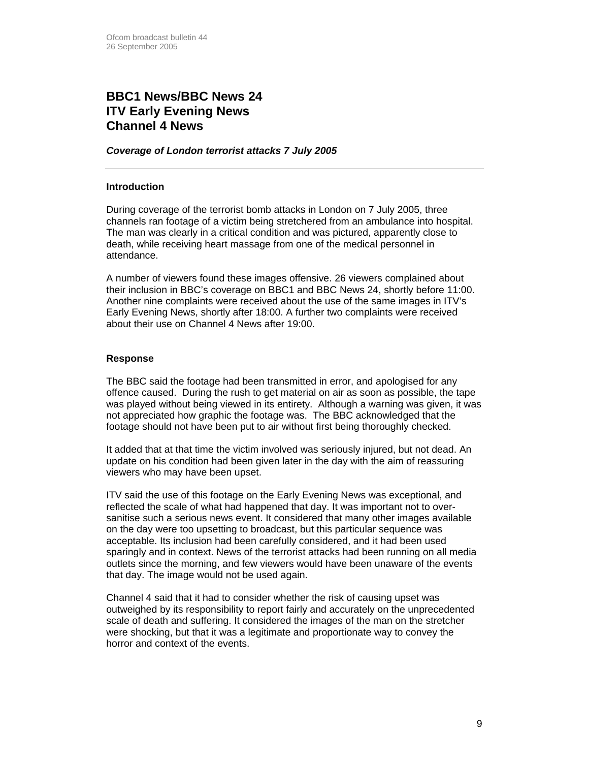## BBC1 News/BBC News 24
## ITV Early Evening News
## Channel 4 News

***Coverage of London terrorist attacks 7 July 2005***

---

**Introduction**

During coverage of the terrorist bomb attacks in London on 7 July 2005, three channels ran footage of a victim being stretchered from an ambulance into hospital. The man was clearly in a critical condition and was pictured, apparently close to death, while receiving heart massage from one of the medical personnel in attendance.

A number of viewers found these images offensive. 26 viewers complained about their inclusion in BBC's coverage on BBC1 and BBC News 24, shortly before 11:00. Another nine complaints were received about the use of the same images in ITV's Early Evening News, shortly after 18:00. A further two complaints were received about their use on Channel 4 News after 19:00.

**Response**

The BBC said the footage had been transmitted in error, and apologised for any offence caused. During the rush to get material on air as soon as possible, the tape was played without being viewed in its entirety. Although a warning was given, it was not appreciated how graphic the footage was. The BBC acknowledged that the footage should not have been put to air without first being thoroughly checked.

It added that at that time the victim involved was seriously injured, but not dead. An update on his condition had been given later in the day with the aim of reassuring viewers who may have been upset.

ITV said the use of this footage on the Early Evening News was exceptional, and reflected the scale of what had happened that day. It was important not to over-sanitise such a serious news event. It considered that many other images available on the day were too upsetting to broadcast, but this particular sequence was acceptable. Its inclusion had been carefully considered, and it had been used sparingly and in context. News of the terrorist attacks had been running on all media outlets since the morning, and few viewers would have been unaware of the events that day. The image would not be used again.

Channel 4 said that it had to consider whether the risk of causing upset was outweighed by its responsibility to report fairly and accurately on the unprecedented scale of death and suffering. It considered the images of the man on the stretcher were shocking, but that it was a legitimate and proportionate way to convey the horror and context of the events.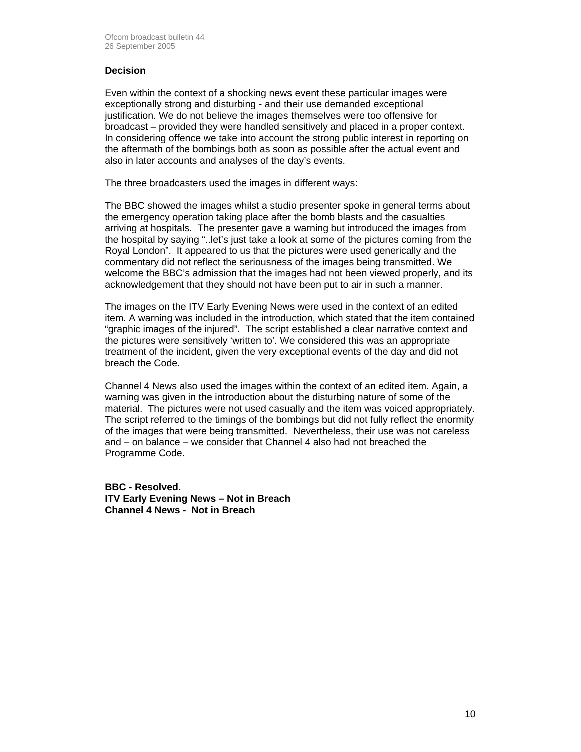### Decision

Even within the context of a shocking news event these particular images were exceptionally strong and disturbing - and their use demanded exceptional justification. We do not believe the images themselves were too offensive for broadcast – provided they were handled sensitively and placed in a proper context. In considering offence we take into account the strong public interest in reporting on the aftermath of the bombings both as soon as possible after the actual event and also in later accounts and analyses of the day's events.

The three broadcasters used the images in different ways:

The BBC showed the images whilst a studio presenter spoke in general terms about the emergency operation taking place after the bomb blasts and the casualties arriving at hospitals. The presenter gave a warning but introduced the images from the hospital by saying "..let's just take a look at some of the pictures coming from the Royal London". It appeared to us that the pictures were used generically and the commentary did not reflect the seriousness of the images being transmitted. We welcome the BBC's admission that the images had not been viewed properly, and its acknowledgement that they should not have been put to air in such a manner.

The images on the ITV Early Evening News were used in the context of an edited item. A warning was included in the introduction, which stated that the item contained "graphic images of the injured". The script established a clear narrative context and the pictures were sensitively 'written to'. We considered this was an appropriate treatment of the incident, given the very exceptional events of the day and did not breach the Code.

Channel 4 News also used the images within the context of an edited item. Again, a warning was given in the introduction about the disturbing nature of some of the material. The pictures were not used casually and the item was voiced appropriately. The script referred to the timings of the bombings but did not fully reflect the enormity of the images that were being transmitted. Nevertheless, their use was not careless and – on balance – we consider that Channel 4 also had not breached the Programme Code.

**BBC - Resolved.**
**ITV Early Evening News – Not in Breach**
**Channel 4 News - Not in Breach**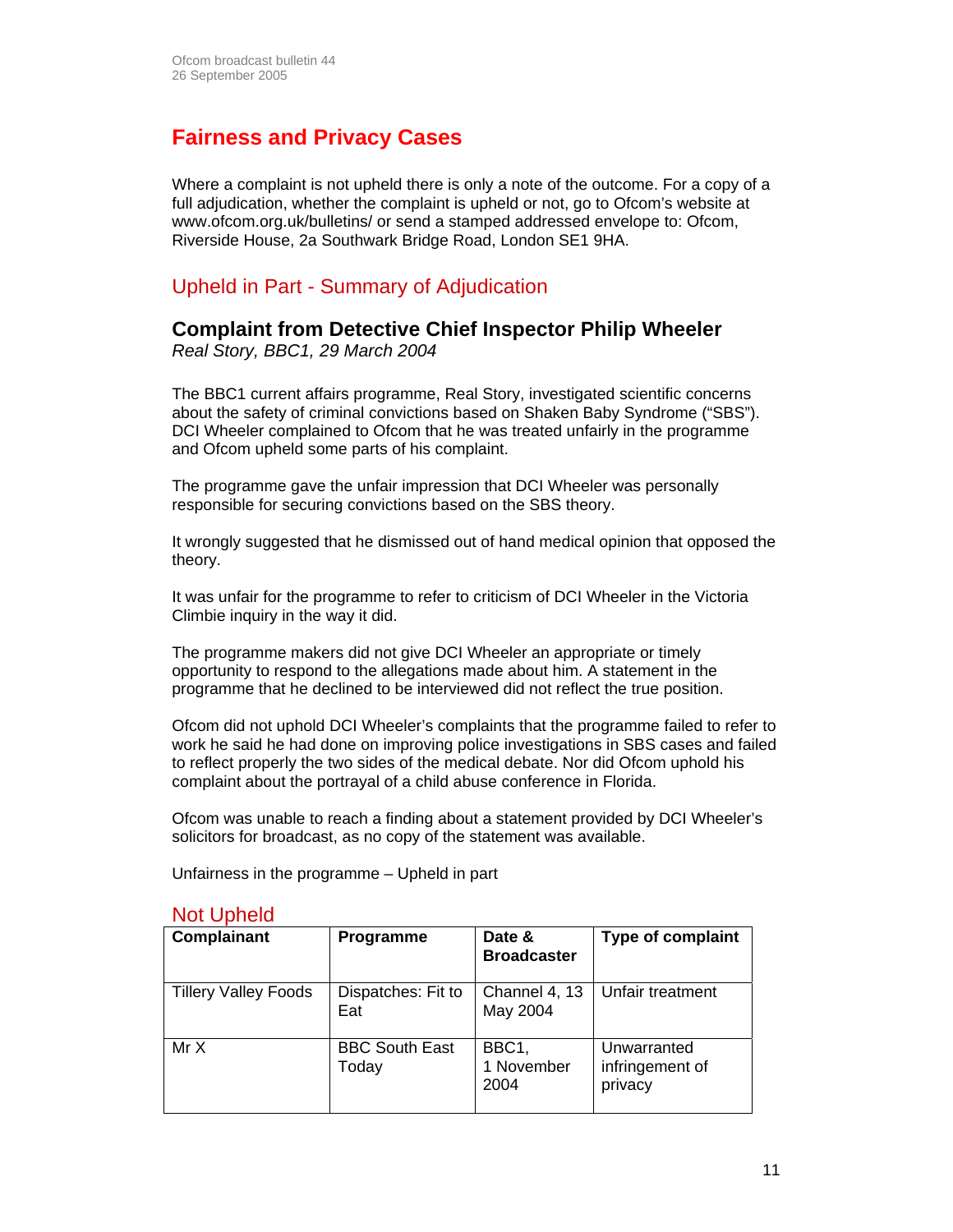# Fairness and Privacy Cases

Where a complaint is not upheld there is only a note of the outcome. For a copy of a full adjudication, whether the complaint is upheld or not, go to Ofcom's website at www.ofcom.org.uk/bulletins/ or send a stamped addressed envelope to: Ofcom, Riverside House, 2a Southwark Bridge Road, London SE1 9HA.

## Upheld in Part - Summary of Adjudication

### Complaint from Detective Chief Inspector Philip Wheeler

*Real Story, BBC1, 29 March 2004*

The BBC1 current affairs programme, Real Story, investigated scientific concerns about the safety of criminal convictions based on Shaken Baby Syndrome ("SBS"). DCI Wheeler complained to Ofcom that he was treated unfairly in the programme and Ofcom upheld some parts of his complaint.

The programme gave the unfair impression that DCI Wheeler was personally responsible for securing convictions based on the SBS theory.

It wrongly suggested that he dismissed out of hand medical opinion that opposed the theory.

It was unfair for the programme to refer to criticism of DCI Wheeler in the Victoria Climbie inquiry in the way it did.

The programme makers did not give DCI Wheeler an appropriate or timely opportunity to respond to the allegations made about him. A statement in the programme that he declined to be interviewed did not reflect the true position.

Ofcom did not uphold DCI Wheeler's complaints that the programme failed to refer to work he said he had done on improving police investigations in SBS cases and failed to reflect properly the two sides of the medical debate. Nor did Ofcom uphold his complaint about the portrayal of a child abuse conference in Florida.

Ofcom was unable to reach a finding about a statement provided by DCI Wheeler's solicitors for broadcast, as no copy of the statement was available.

Unfairness in the programme – Upheld in part

## Not Upheld

| Complainant | Programme | Date & Broadcaster | Type of complaint |
|---|---|---|---|
| Tillery Valley Foods | Dispatches: Fit to Eat | Channel 4, 13 May 2004 | Unfair treatment |
| Mr X | BBC South East Today | BBC1, 1 November 2004 | Unwarranted infringement of privacy |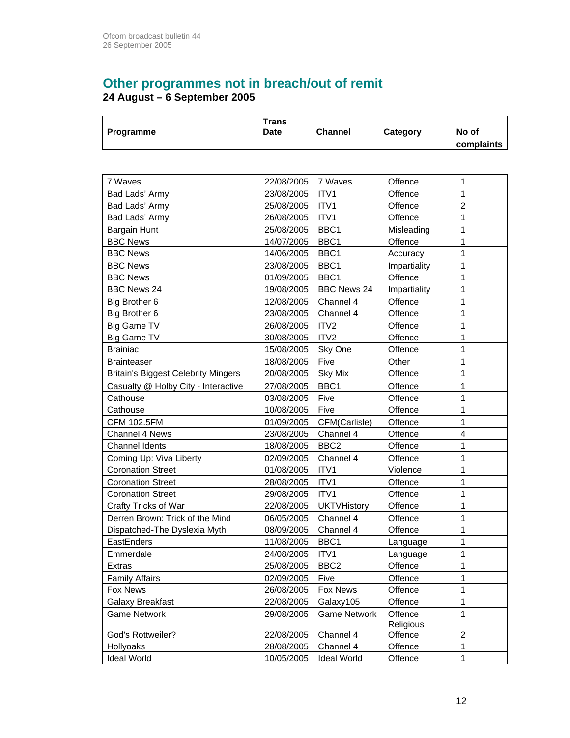## Other programmes not in breach/out of remit

**24 August – 6 September 2005**

| Programme | Trans Date | Channel | Category | No of complaints |
|---|---|---|---|---|
| 7 Waves | 22/08/2005 | 7 Waves | Offence | 1 |
| Bad Lads' Army | 23/08/2005 | ITV1 | Offence | 1 |
| Bad Lads' Army | 25/08/2005 | ITV1 | Offence | 2 |
| Bad Lads' Army | 26/08/2005 | ITV1 | Offence | 1 |
| Bargain Hunt | 25/08/2005 | BBC1 | Misleading | 1 |
| BBC News | 14/07/2005 | BBC1 | Offence | 1 |
| BBC News | 14/06/2005 | BBC1 | Accuracy | 1 |
| BBC News | 23/08/2005 | BBC1 | Impartiality | 1 |
| BBC News | 01/09/2005 | BBC1 | Offence | 1 |
| BBC News 24 | 19/08/2005 | BBC News 24 | Impartiality | 1 |
| Big Brother 6 | 12/08/2005 | Channel 4 | Offence | 1 |
| Big Brother 6 | 23/08/2005 | Channel 4 | Offence | 1 |
| Big Game TV | 26/08/2005 | ITV2 | Offence | 1 |
| Big Game TV | 30/08/2005 | ITV2 | Offence | 1 |
| Brainiac | 15/08/2005 | Sky One | Offence | 1 |
| Brainteaser | 18/08/2005 | Five | Other | 1 |
| Britain's Biggest Celebrity Mingers | 20/08/2005 | Sky Mix | Offence | 1 |
| Casualty @ Holby City - Interactive | 27/08/2005 | BBC1 | Offence | 1 |
| Cathouse | 03/08/2005 | Five | Offence | 1 |
| Cathouse | 10/08/2005 | Five | Offence | 1 |
| CFM 102.5FM | 01/09/2005 | CFM(Carlisle) | Offence | 1 |
| Channel 4 News | 23/08/2005 | Channel 4 | Offence | 4 |
| Channel Idents | 18/08/2005 | BBC2 | Offence | 1 |
| Coming Up: Viva Liberty | 02/09/2005 | Channel 4 | Offence | 1 |
| Coronation Street | 01/08/2005 | ITV1 | Violence | 1 |
| Coronation Street | 28/08/2005 | ITV1 | Offence | 1 |
| Coronation Street | 29/08/2005 | ITV1 | Offence | 1 |
| Crafty Tricks of War | 22/08/2005 | UKTVHistory | Offence | 1 |
| Derren Brown: Trick of the Mind | 06/05/2005 | Channel 4 | Offence | 1 |
| Dispatched-The Dyslexia Myth | 08/09/2005 | Channel 4 | Offence | 1 |
| EastEnders | 11/08/2005 | BBC1 | Language | 1 |
| Emmerdale | 24/08/2005 | ITV1 | Language | 1 |
| Extras | 25/08/2005 | BBC2 | Offence | 1 |
| Family Affairs | 02/09/2005 | Five | Offence | 1 |
| Fox News | 26/08/2005 | Fox News | Offence | 1 |
| Galaxy Breakfast | 22/08/2005 | Galaxy105 | Offence | 1 |
| Game Network | 29/08/2005 | Game Network | Offence | 1 |
| God's Rottweiler? | 22/08/2005 | Channel 4 | Religious Offence | 2 |
| Hollyoaks | 28/08/2005 | Channel 4 | Offence | 1 |
| Ideal World | 10/05/2005 | Ideal World | Offence | 1 |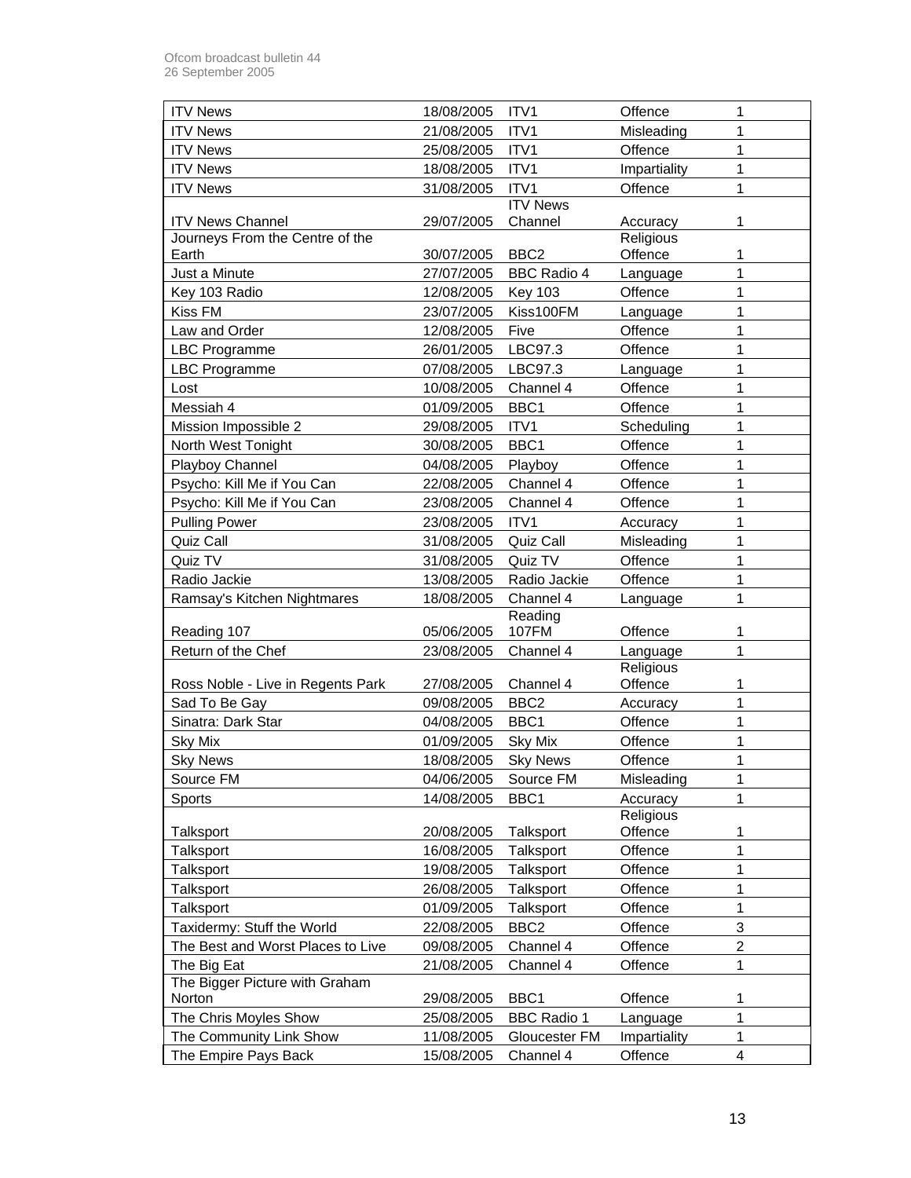| ITV News | 18/08/2005 | ITV1 | Offence | 1 |
|---|---|---|---|---|
| ITV News | 21/08/2005 | ITV1 | Misleading | 1 |
| ITV News | 25/08/2005 | ITV1 | Offence | 1 |
| ITV News | 18/08/2005 | ITV1 | Impartiality | 1 |
| ITV News | 31/08/2005 | ITV1 | Offence | 1 |
| ITV News Channel | 29/07/2005 | ITV News Channel | Accuracy | 1 |
| Journeys From the Centre of the Earth | 30/07/2005 | BBC2 | Religious Offence | 1 |
| Just a Minute | 27/07/2005 | BBC Radio 4 | Language | 1 |
| Key 103 Radio | 12/08/2005 | Key 103 | Offence | 1 |
| Kiss FM | 23/07/2005 | Kiss100FM | Language | 1 |
| Law and Order | 12/08/2005 | Five | Offence | 1 |
| LBC Programme | 26/01/2005 | LBC97.3 | Offence | 1 |
| LBC Programme | 07/08/2005 | LBC97.3 | Language | 1 |
| Lost | 10/08/2005 | Channel 4 | Offence | 1 |
| Messiah 4 | 01/09/2005 | BBC1 | Offence | 1 |
| Mission Impossible 2 | 29/08/2005 | ITV1 | Scheduling | 1 |
| North West Tonight | 30/08/2005 | BBC1 | Offence | 1 |
| Playboy Channel | 04/08/2005 | Playboy | Offence | 1 |
| Psycho: Kill Me if You Can | 22/08/2005 | Channel 4 | Offence | 1 |
| Psycho: Kill Me if You Can | 23/08/2005 | Channel 4 | Offence | 1 |
| Pulling Power | 23/08/2005 | ITV1 | Accuracy | 1 |
| Quiz Call | 31/08/2005 | Quiz Call | Misleading | 1 |
| Quiz TV | 31/08/2005 | Quiz TV | Offence | 1 |
| Radio Jackie | 13/08/2005 | Radio Jackie | Offence | 1 |
| Ramsay's Kitchen Nightmares | 18/08/2005 | Channel 4 | Language | 1 |
| Reading 107 | 05/06/2005 | Reading 107FM | Offence | 1 |
| Return of the Chef | 23/08/2005 | Channel 4 | Language | 1 |
| Ross Noble - Live in Regents Park | 27/08/2005 | Channel 4 | Religious Offence | 1 |
| Sad To Be Gay | 09/08/2005 | BBC2 | Accuracy | 1 |
| Sinatra: Dark Star | 04/08/2005 | BBC1 | Offence | 1 |
| Sky Mix | 01/09/2005 | Sky Mix | Offence | 1 |
| Sky News | 18/08/2005 | Sky News | Offence | 1 |
| Source FM | 04/06/2005 | Source FM | Misleading | 1 |
| Sports | 14/08/2005 | BBC1 | Accuracy | 1 |
| Talksport | 20/08/2005 | Talksport | Religious Offence | 1 |
| Talksport | 16/08/2005 | Talksport | Offence | 1 |
| Talksport | 19/08/2005 | Talksport | Offence | 1 |
| Talksport | 26/08/2005 | Talksport | Offence | 1 |
| Talksport | 01/09/2005 | Talksport | Offence | 1 |
| Taxidermy: Stuff the World | 22/08/2005 | BBC2 | Offence | 3 |
| The Best and Worst Places to Live | 09/08/2005 | Channel 4 | Offence | 2 |
| The Big Eat | 21/08/2005 | Channel 4 | Offence | 1 |
| The Bigger Picture with Graham Norton | 29/08/2005 | BBC1 | Offence | 1 |
| The Chris Moyles Show | 25/08/2005 | BBC Radio 1 | Language | 1 |
| The Community Link Show | 11/08/2005 | Gloucester FM | Impartiality | 1 |
| The Empire Pays Back | 15/08/2005 | Channel 4 | Offence | 4 |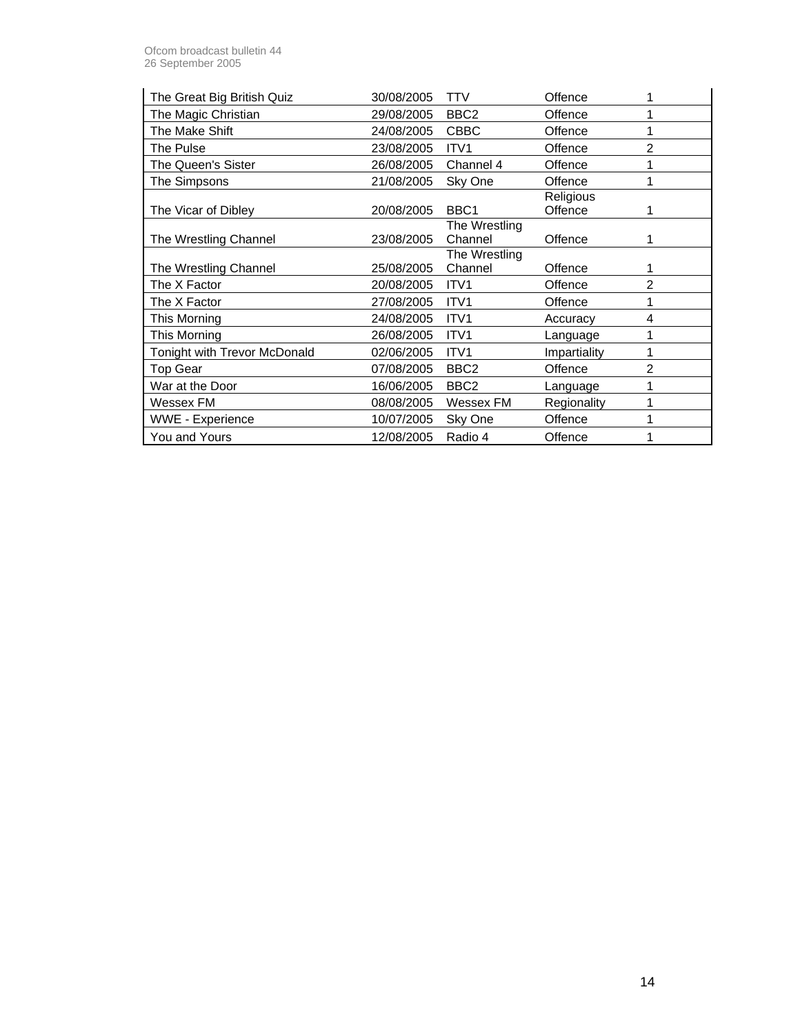| | | | | |
|---|---|---|---|---|
| The Great Big British Quiz | 30/08/2005 | TTV | Offence | 1 |
| The Magic Christian | 29/08/2005 | BBC2 | Offence | 1 |
| The Make Shift | 24/08/2005 | CBBC | Offence | 1 |
| The Pulse | 23/08/2005 | ITV1 | Offence | 2 |
| The Queen's Sister | 26/08/2005 | Channel 4 | Offence | 1 |
| The Simpsons | 21/08/2005 | Sky One | Offence | 1 |
| The Vicar of Dibley | 20/08/2005 | BBC1 | Religious Offence | 1 |
| The Wrestling Channel | 23/08/2005 | The Wrestling Channel | Offence | 1 |
| The Wrestling Channel | 25/08/2005 | The Wrestling Channel | Offence | 1 |
| The X Factor | 20/08/2005 | ITV1 | Offence | 2 |
| The X Factor | 27/08/2005 | ITV1 | Offence | 1 |
| This Morning | 24/08/2005 | ITV1 | Accuracy | 4 |
| This Morning | 26/08/2005 | ITV1 | Language | 1 |
| Tonight with Trevor McDonald | 02/06/2005 | ITV1 | Impartiality | 1 |
| Top Gear | 07/08/2005 | BBC2 | Offence | 2 |
| War at the Door | 16/06/2005 | BBC2 | Language | 1 |
| Wessex FM | 08/08/2005 | Wessex FM | Regionality | 1 |
| WWE - Experience | 10/07/2005 | Sky One | Offence | 1 |
| You and Yours | 12/08/2005 | Radio 4 | Offence | 1 |